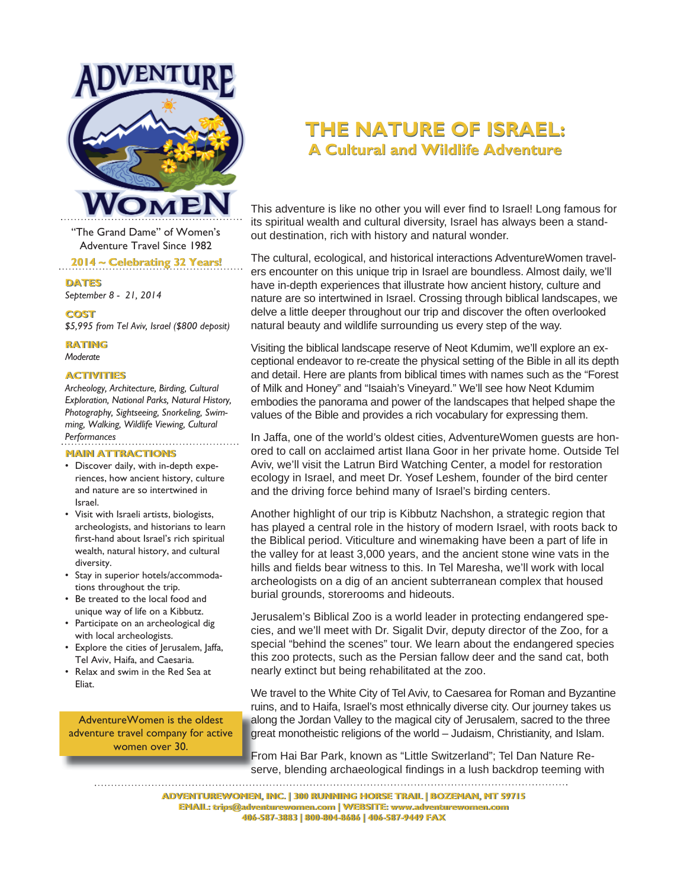ADVENTURE WOMEN

"The Grand Dame" of Women's Adventure Travel Since 1982

2014 ~ Celebrating 32 Years!

# THE NATURE OF ISRAEL:
## A Cultural and Wildlife Adventure

**DATES**

*September 8 - 21, 2014*

**COST**

*$5,995 from Tel Aviv, Israel ($800 deposit)*

**RATING**

*Moderate*

**ACTIVITIES**

*Archeology, Architecture, Birding, Cultural Exploration, National Parks, Natural History, Photography, Sightseeing, Snorkeling, Swimming, Walking, Wildlife Viewing, Cultural Performances*

**MAIN ATTRACTIONS**

- Discover daily, with in-depth experiences, how ancient history, culture and nature are so intertwined in Israel.
- Visit with Israeli artists, biologists, archeologists, and historians to learn first-hand about Israel's rich spiritual wealth, natural history, and cultural diversity.
- Stay in superior hotels/accommodations throughout the trip.
- Be treated to the local food and unique way of life on a Kibbutz.
- Participate on an archeological dig with local archeologists.
- Explore the cities of Jerusalem, Jaffa, Tel Aviv, Haifa, and Caesaria.
- Relax and swim in the Red Sea at Eliat.

AdventureWomen is the oldest adventure travel company for active women over 30.

This adventure is like no other you will ever find to Israel! Long famous for its spiritual wealth and cultural diversity, Israel has always been a stand-out destination, rich with history and natural wonder.

The cultural, ecological, and historical interactions AdventureWomen travelers encounter on this unique trip in Israel are boundless. Almost daily, we'll have in-depth experiences that illustrate how ancient history, culture and nature are so intertwined in Israel. Crossing through biblical landscapes, we delve a little deeper throughout our trip and discover the often overlooked natural beauty and wildlife surrounding us every step of the way.

Visiting the biblical landscape reserve of Neot Kdumim, we'll explore an exceptional endeavor to re-create the physical setting of the Bible in all its depth and detail. Here are plants from biblical times with names such as the "Forest of Milk and Honey" and "Isaiah's Vineyard." We'll see how Neot Kdumim embodies the panorama and power of the landscapes that helped shape the values of the Bible and provides a rich vocabulary for expressing them.

In Jaffa, one of the world's oldest cities, AdventureWomen guests are honored to call on acclaimed artist Ilana Goor in her private home. Outside Tel Aviv, we'll visit the Latrun Bird Watching Center, a model for restoration ecology in Israel, and meet Dr. Yosef Leshem, founder of the bird center and the driving force behind many of Israel's birding centers.

Another highlight of our trip is Kibbutz Nachshon, a strategic region that has played a central role in the history of modern Israel, with roots back to the Biblical period. Viticulture and winemaking have been a part of life in the valley for at least 3,000 years, and the ancient stone wine vats in the hills and fields bear witness to this. In Tel Maresha, we'll work with local archeologists on a dig of an ancient subterranean complex that housed burial grounds, storerooms and hideouts.

Jerusalem's Biblical Zoo is a world leader in protecting endangered species, and we'll meet with Dr. Sigalit Dvir, deputy director of the Zoo, for a special "behind the scenes" tour. We learn about the endangered species this zoo protects, such as the Persian fallow deer and the sand cat, both nearly extinct but being rehabilitated at the zoo.

We travel to the White City of Tel Aviv, to Caesarea for Roman and Byzantine ruins, and to Haifa, Israel's most ethnically diverse city. Our journey takes us along the Jordan Valley to the magical city of Jerusalem, sacred to the three great monotheistic religions of the world – Judaism, Christianity, and Islam.

From Hai Bar Park, known as "Little Switzerland"; Tel Dan Nature Reserve, blending archaeological findings in a lush backdrop teeming with

ADVENTUREWOMEN, INC. | 300 RUNNING HORSE TRAIL | BOZEMAN, MT 59715
EMAIL: trips@adventurewomen.com | WEBSITE: www.adventurewomen.com
406-587-3883 | 800-804-8686 | 406-587-9449 FAX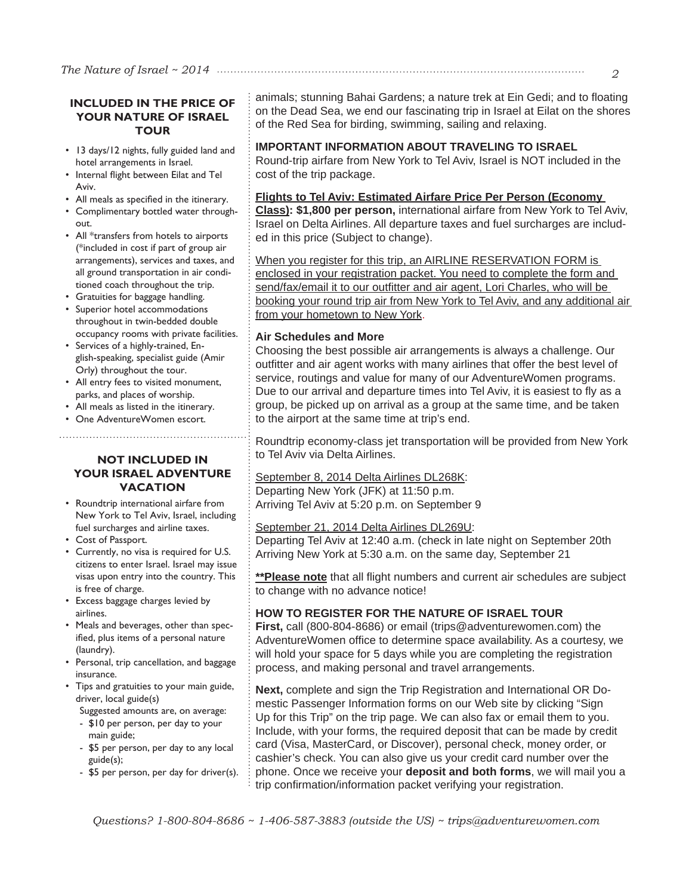## INCLUDED IN THE PRICE OF YOUR NATURE OF ISRAEL TOUR

- 13 days/12 nights, fully guided land and hotel arrangements in Israel.
- Internal flight between Eilat and Tel Aviv.
- All meals as specified in the itinerary.
- Complimentary bottled water throughout.
- All *transfers from hotels to airports (*included in cost if part of group air arrangements), services and taxes, and all ground transportation in air conditioned coach throughout the trip.
- Gratuities for baggage handling.
- Superior hotel accommodations throughout in twin-bedded double occupancy rooms with private facilities.
- Services of a highly-trained, English-speaking, specialist guide (Amir Orly) throughout the tour.
- All entry fees to visited monument, parks, and places of worship.
- All meals as listed in the itinerary.
- One AdventureWomen escort.

## NOT INCLUDED IN YOUR ISRAEL ADVENTURE VACATION

- Roundtrip international airfare from New York to Tel Aviv, Israel, including fuel surcharges and airline taxes.
- Cost of Passport.
- Currently, no visa is required for U.S. citizens to enter Israel. Israel may issue visas upon entry into the country. This is free of charge.
- Excess baggage charges levied by airlines.
- Meals and beverages, other than specified, plus items of a personal nature (laundry).
- Personal, trip cancellation, and baggage insurance.
- Tips and gratuities to your main guide, driver, local guide(s)
  Suggested amounts are, on average:
  - $10 per person, per day to your main guide;
  - $5 per person, per day to any local guide(s);
  - $5 per person, per day for driver(s).

animals; stunning Bahai Gardens; a nature trek at Ein Gedi; and to floating on the Dead Sea, we end our fascinating trip in Israel at Eilat on the shores of the Red Sea for birding, swimming, sailing and relaxing.

### IMPORTANT INFORMATION ABOUT TRAVELING TO ISRAEL

Round-trip airfare from New York to Tel Aviv, Israel is NOT included in the cost of the trip package.

**Flights to Tel Aviv: Estimated Airfare Price Per Person (Economy Class): $1,800 per person,** international airfare from New York to Tel Aviv, Israel on Delta Airlines. All departure taxes and fuel surcharges are included in this price (Subject to change).

When you register for this trip, an AIRLINE RESERVATION FORM is enclosed in your registration packet. You need to complete the form and send/fax/email it to our outfitter and air agent, Lori Charles, who will be booking your round trip air from New York to Tel Aviv, and any additional air from your hometown to New York.

**Air Schedules and More**

Choosing the best possible air arrangements is always a challenge. Our outfitter and air agent works with many airlines that offer the best level of service, routings and value for many of our AdventureWomen programs. Due to our arrival and departure times into Tel Aviv, it is easiest to fly as a group, be picked up on arrival as a group at the same time, and be taken to the airport at the same time at trip's end.

Roundtrip economy-class jet transportation will be provided from New York to Tel Aviv via Delta Airlines.

September 8, 2014 Delta Airlines DL268K:
Departing New York (JFK) at 11:50 p.m.
Arriving Tel Aviv at 5:20 p.m. on September 9

September 21, 2014 Delta Airlines DL269U:
Departing Tel Aviv at 12:40 a.m. (check in late night on September 20th
Arriving New York at 5:30 a.m. on the same day, September 21

**\*\*Please note** that all flight numbers and current air schedules are subject to change with no advance notice!

### HOW TO REGISTER FOR THE NATURE OF ISRAEL TOUR

**First,** call (800-804-8686) or email (trips@adventurewomen.com) the AdventureWomen office to determine space availability. As a courtesy, we will hold your space for 5 days while you are completing the registration process, and making personal and travel arrangements.

**Next,** complete and sign the Trip Registration and International OR Domestic Passenger Information forms on our Web site by clicking "Sign Up for this Trip" on the trip page. We can also fax or email them to you. Include, with your forms, the required deposit that can be made by credit card (Visa, MasterCard, or Discover), personal check, money order, or cashier's check. You can also give us your credit card number over the phone. Once we receive your **deposit and both forms**, we will mail you a trip confirmation/information packet verifying your registration.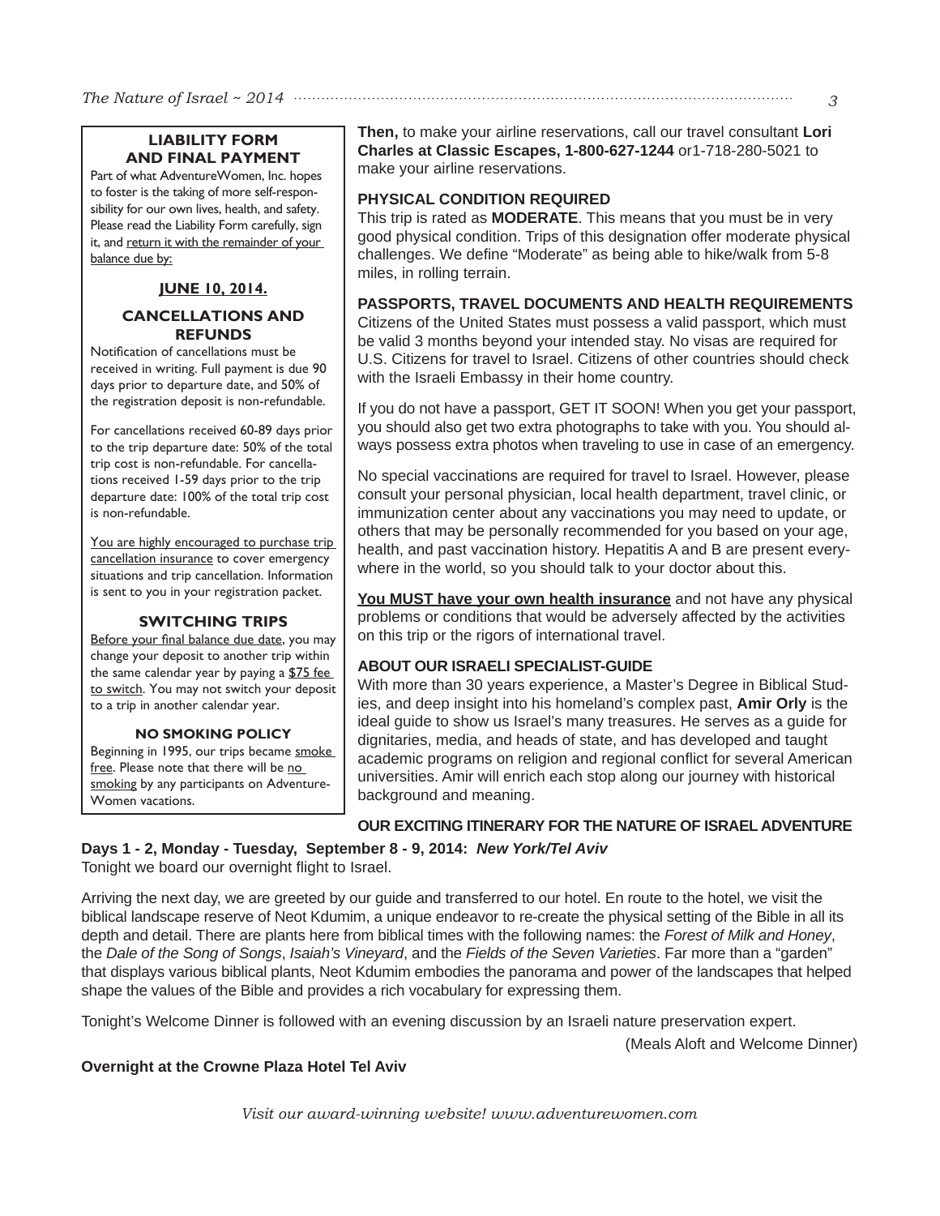### LIABILITY FORM AND FINAL PAYMENT

Part of what AdventureWomen, Inc. hopes to foster is the taking of more self-responsibility for our own lives, health, and safety. Please read the Liability Form carefully, sign it, and return it with the remainder of your balance due by:

**JUNE 10, 2014.**

### CANCELLATIONS AND REFUNDS

Notification of cancellations must be received in writing. Full payment is due 90 days prior to departure date, and 50% of the registration deposit is non-refundable.

For cancellations received 60-89 days prior to the trip departure date: 50% of the total trip cost is non-refundable. For cancellations received 1-59 days prior to the trip departure date: 100% of the total trip cost is non-refundable.

You are highly encouraged to purchase trip cancellation insurance to cover emergency situations and trip cancellation. Information is sent to you in your registration packet.

### SWITCHING TRIPS

Before your final balance due date, you may change your deposit to another trip within the same calendar year by paying a $75 fee to switch. You may not switch your deposit to a trip in another calendar year.

### NO SMOKING POLICY

Beginning in 1995, our trips became smoke free. Please note that there will be no smoking by any participants on AdventureWomen vacations.

**Then,** to make your airline reservations, call our travel consultant **Lori Charles at Classic Escapes, 1-800-627-1244** or1-718-280-5021 to make your airline reservations.

### PHYSICAL CONDITION REQUIRED

This trip is rated as **MODERATE**. This means that you must be in very good physical condition. Trips of this designation offer moderate physical challenges. We define "Moderate" as being able to hike/walk from 5-8 miles, in rolling terrain.

### PASSPORTS, TRAVEL DOCUMENTS AND HEALTH REQUIREMENTS

Citizens of the United States must possess a valid passport, which must be valid 3 months beyond your intended stay. No visas are required for U.S. Citizens for travel to Israel. Citizens of other countries should check with the Israeli Embassy in their home country.

If you do not have a passport, GET IT SOON! When you get your passport, you should also get two extra photographs to take with you. You should always possess extra photos when traveling to use in case of an emergency.

No special vaccinations are required for travel to Israel. However, please consult your personal physician, local health department, travel clinic, or immunization center about any vaccinations you may need to update, or others that may be personally recommended for you based on your age, health, and past vaccination history. Hepatitis A and B are present everywhere in the world, so you should talk to your doctor about this.

**You MUST have your own health insurance** and not have any physical problems or conditions that would be adversely affected by the activities on this trip or the rigors of international travel.

### ABOUT OUR ISRAELI SPECIALIST-GUIDE

With more than 30 years experience, a Master's Degree in Biblical Studies, and deep insight into his homeland's complex past, **Amir Orly** is the ideal guide to show us Israel's many treasures. He serves as a guide for dignitaries, media, and heads of state, and has developed and taught academic programs on religion and regional conflict for several American universities. Amir will enrich each stop along our journey with historical background and meaning.

### OUR EXCITING ITINERARY FOR THE NATURE OF ISRAEL ADVENTURE

**Days 1 - 2, Monday - Tuesday, September 8 - 9, 2014:** ***New York/Tel Aviv***

Tonight we board our overnight flight to Israel.

Arriving the next day, we are greeted by our guide and transferred to our hotel. En route to the hotel, we visit the biblical landscape reserve of Neot Kdumim, a unique endeavor to re-create the physical setting of the Bible in all its depth and detail. There are plants here from biblical times with the following names: the *Forest of Milk and Honey*, the *Dale of the Song of Songs*, *Isaiah's Vineyard*, and the *Fields of the Seven Varieties*. Far more than a "garden" that displays various biblical plants, Neot Kdumim embodies the panorama and power of the landscapes that helped shape the values of the Bible and provides a rich vocabulary for expressing them.

Tonight's Welcome Dinner is followed with an evening discussion by an Israeli nature preservation expert.

(Meals Aloft and Welcome Dinner)

**Overnight at the Crowne Plaza Hotel Tel Aviv**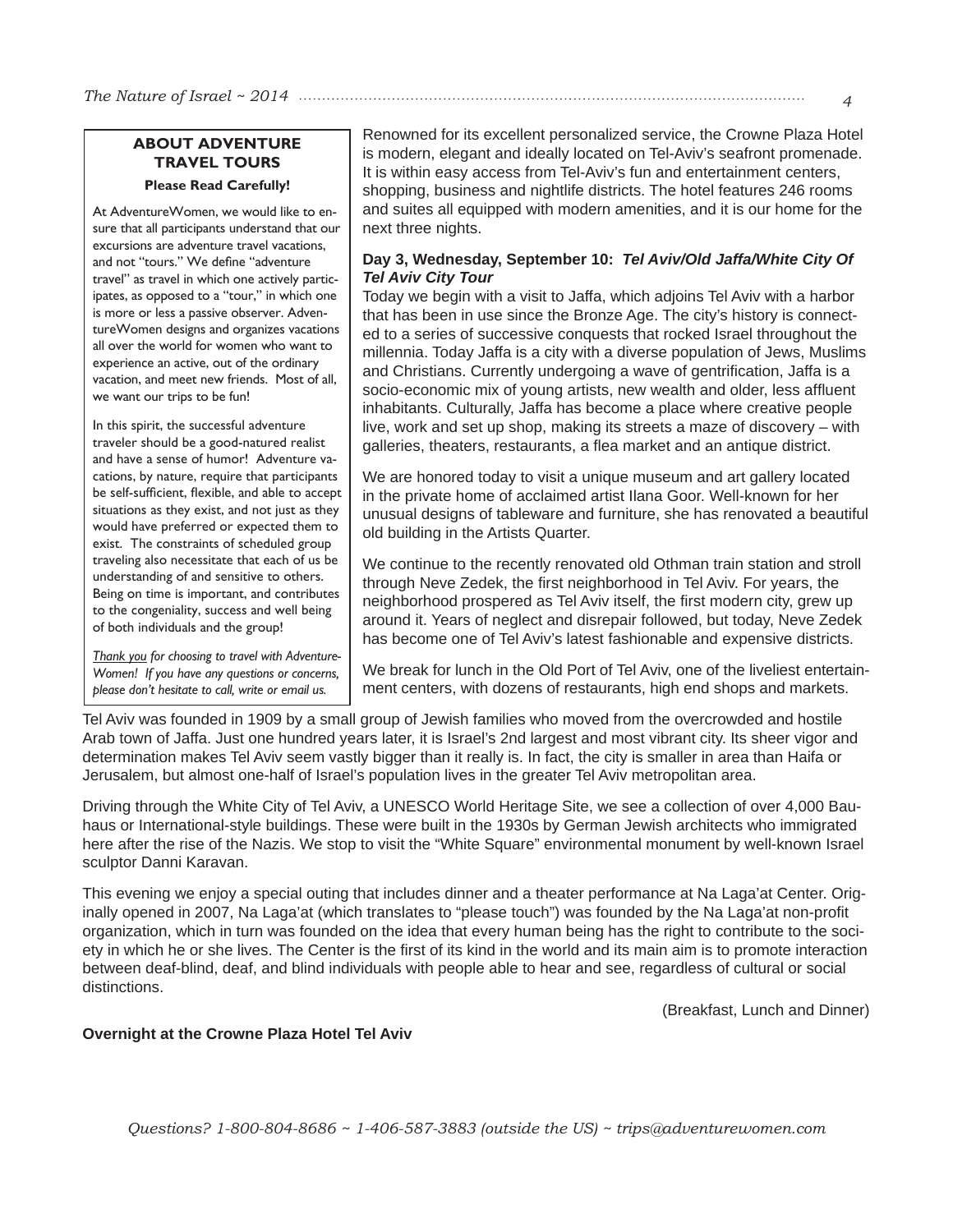### ABOUT ADVENTURE TRAVEL TOURS

**Please Read Carefully!**

At AdventureWomen, we would like to ensure that all participants understand that our excursions are adventure travel vacations, and not "tours." We define "adventure travel" as travel in which one actively participates, as opposed to a "tour," in which one is more or less a passive observer. AdventureWomen designs and organizes vacations all over the world for women who want to experience an active, out of the ordinary vacation, and meet new friends. Most of all, we want our trips to be fun!

In this spirit, the successful adventure traveler should be a good-natured realist and have a sense of humor! Adventure vacations, by nature, require that participants be self-sufficient, flexible, and able to accept situations as they exist, and not just as they would have preferred or expected them to exist. The constraints of scheduled group traveling also necessitate that each of us be understanding of and sensitive to others. Being on time is important, and contributes to the congeniality, success and well being of both individuals and the group!

*Thank you for choosing to travel with AdventureWomen! If you have any questions or concerns, please don't hesitate to call, write or email us.*

---

Renowned for its excellent personalized service, the Crowne Plaza Hotel is modern, elegant and ideally located on Tel-Aviv's seafront promenade. It is within easy access from Tel-Aviv's fun and entertainment centers, shopping, business and nightlife districts. The hotel features 246 rooms and suites all equipped with modern amenities, and it is our home for the next three nights.

**Day 3, Wednesday, September 10:** ***Tel Aviv/Old Jaffa/White City Of Tel Aviv City Tour***

Today we begin with a visit to Jaffa, which adjoins Tel Aviv with a harbor that has been in use since the Bronze Age. The city's history is connected to a series of successive conquests that rocked Israel throughout the millennia. Today Jaffa is a city with a diverse population of Jews, Muslims and Christians. Currently undergoing a wave of gentrification, Jaffa is a socio-economic mix of young artists, new wealth and older, less affluent inhabitants. Culturally, Jaffa has become a place where creative people live, work and set up shop, making its streets a maze of discovery – with galleries, theaters, restaurants, a flea market and an antique district.

We are honored today to visit a unique museum and art gallery located in the private home of acclaimed artist Ilana Goor. Well-known for her unusual designs of tableware and furniture, she has renovated a beautiful old building in the Artists Quarter.

We continue to the recently renovated old Othman train station and stroll through Neve Zedek, the first neighborhood in Tel Aviv. For years, the neighborhood prospered as Tel Aviv itself, the first modern city, grew up around it. Years of neglect and disrepair followed, but today, Neve Zedek has become one of Tel Aviv's latest fashionable and expensive districts.

We break for lunch in the Old Port of Tel Aviv, one of the liveliest entertainment centers, with dozens of restaurants, high end shops and markets.

Tel Aviv was founded in 1909 by a small group of Jewish families who moved from the overcrowded and hostile Arab town of Jaffa. Just one hundred years later, it is Israel's 2nd largest and most vibrant city. Its sheer vigor and determination makes Tel Aviv seem vastly bigger than it really is. In fact, the city is smaller in area than Haifa or Jerusalem, but almost one-half of Israel's population lives in the greater Tel Aviv metropolitan area.

Driving through the White City of Tel Aviv, a UNESCO World Heritage Site, we see a collection of over 4,000 Bauhaus or International-style buildings. These were built in the 1930s by German Jewish architects who immigrated here after the rise of the Nazis. We stop to visit the "White Square" environmental monument by well-known Israel sculptor Danni Karavan.

This evening we enjoy a special outing that includes dinner and a theater performance at Na Laga'at Center. Originally opened in 2007, Na Laga'at (which translates to "please touch") was founded by the Na Laga'at non-profit organization, which in turn was founded on the idea that every human being has the right to contribute to the society in which he or she lives. The Center is the first of its kind in the world and its main aim is to promote interaction between deaf-blind, deaf, and blind individuals with people able to hear and see, regardless of cultural or social distinctions.

(Breakfast, Lunch and Dinner)

**Overnight at the Crowne Plaza Hotel Tel Aviv**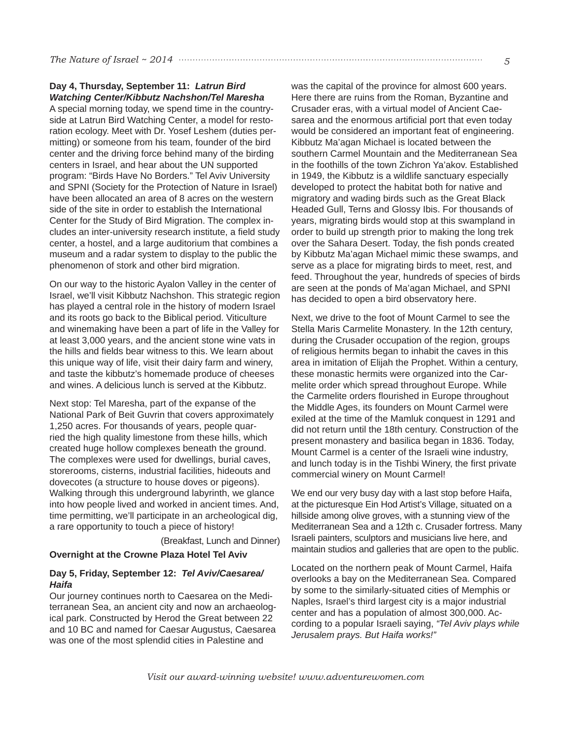**Day 4, Thursday, September 11:** ***Latrun Bird Watching Center/Kibbutz Nachshon/Tel Maresha***

A special morning today, we spend time in the countryside at Latrun Bird Watching Center, a model for restoration ecology. Meet with Dr. Yosef Leshem (duties permitting) or someone from his team, founder of the bird center and the driving force behind many of the birding centers in Israel, and hear about the UN supported program: "Birds Have No Borders." Tel Aviv University and SPNI (Society for the Protection of Nature in Israel) have been allocated an area of 8 acres on the western side of the site in order to establish the International Center for the Study of Bird Migration. The complex includes an inter-university research institute, a field study center, a hostel, and a large auditorium that combines a museum and a radar system to display to the public the phenomenon of stork and other bird migration.

On our way to the historic Ayalon Valley in the center of Israel, we'll visit Kibbutz Nachshon. This strategic region has played a central role in the history of modern Israel and its roots go back to the Biblical period. Viticulture and winemaking have been a part of life in the Valley for at least 3,000 years, and the ancient stone wine vats in the hills and fields bear witness to this. We learn about this unique way of life, visit their dairy farm and winery, and taste the kibbutz's homemade produce of cheeses and wines. A delicious lunch is served at the Kibbutz.

Next stop: Tel Maresha, part of the expanse of the National Park of Beit Guvrin that covers approximately 1,250 acres. For thousands of years, people quarried the high quality limestone from these hills, which created huge hollow complexes beneath the ground. The complexes were used for dwellings, burial caves, storerooms, cisterns, industrial facilities, hideouts and dovecotes (a structure to house doves or pigeons). Walking through this underground labyrinth, we glance into how people lived and worked in ancient times. And, time permitting, we'll participate in an archeological dig, a rare opportunity to touch a piece of history!

(Breakfast, Lunch and Dinner)

**Overnight at the Crowne Plaza Hotel Tel Aviv**

**Day 5, Friday, September 12:** ***Tel Aviv/Caesarea/ Haifa***

Our journey continues north to Caesarea on the Mediterranean Sea, an ancient city and now an archaeological park. Constructed by Herod the Great between 22 and 10 BC and named for Caesar Augustus, Caesarea was one of the most splendid cities in Palestine and was the capital of the province for almost 600 years. Here there are ruins from the Roman, Byzantine and Crusader eras, with a virtual model of Ancient Caesarea and the enormous artificial port that even today would be considered an important feat of engineering. Kibbutz Ma'agan Michael is located between the southern Carmel Mountain and the Mediterranean Sea in the foothills of the town Zichron Ya'akov. Established in 1949, the Kibbutz is a wildlife sanctuary especially developed to protect the habitat both for native and migratory and wading birds such as the Great Black Headed Gull, Terns and Glossy Ibis. For thousands of years, migrating birds would stop at this swampland in order to build up strength prior to making the long trek over the Sahara Desert. Today, the fish ponds created by Kibbutz Ma'agan Michael mimic these swamps, and serve as a place for migrating birds to meet, rest, and feed. Throughout the year, hundreds of species of birds are seen at the ponds of Ma'agan Michael, and SPNI has decided to open a bird observatory here.

Next, we drive to the foot of Mount Carmel to see the Stella Maris Carmelite Monastery. In the 12th century, during the Crusader occupation of the region, groups of religious hermits began to inhabit the caves in this area in imitation of Elijah the Prophet. Within a century, these monastic hermits were organized into the Carmelite order which spread throughout Europe. While the Carmelite orders flourished in Europe throughout the Middle Ages, its founders on Mount Carmel were exiled at the time of the Mamluk conquest in 1291 and did not return until the 18th century. Construction of the present monastery and basilica began in 1836. Today, Mount Carmel is a center of the Israeli wine industry, and lunch today is in the Tishbi Winery, the first private commercial winery on Mount Carmel!

We end our very busy day with a last stop before Haifa, at the picturesque Ein Hod Artist's Village, situated on a hillside among olive groves, with a stunning view of the Mediterranean Sea and a 12th c. Crusader fortress. Many Israeli painters, sculptors and musicians live here, and maintain studios and galleries that are open to the public.

Located on the northern peak of Mount Carmel, Haifa overlooks a bay on the Mediterranean Sea. Compared by some to the similarly-situated cities of Memphis or Naples, Israel's third largest city is a major industrial center and has a population of almost 300,000. According to a popular Israeli saying, *"Tel Aviv plays while Jerusalem prays. But Haifa works!"*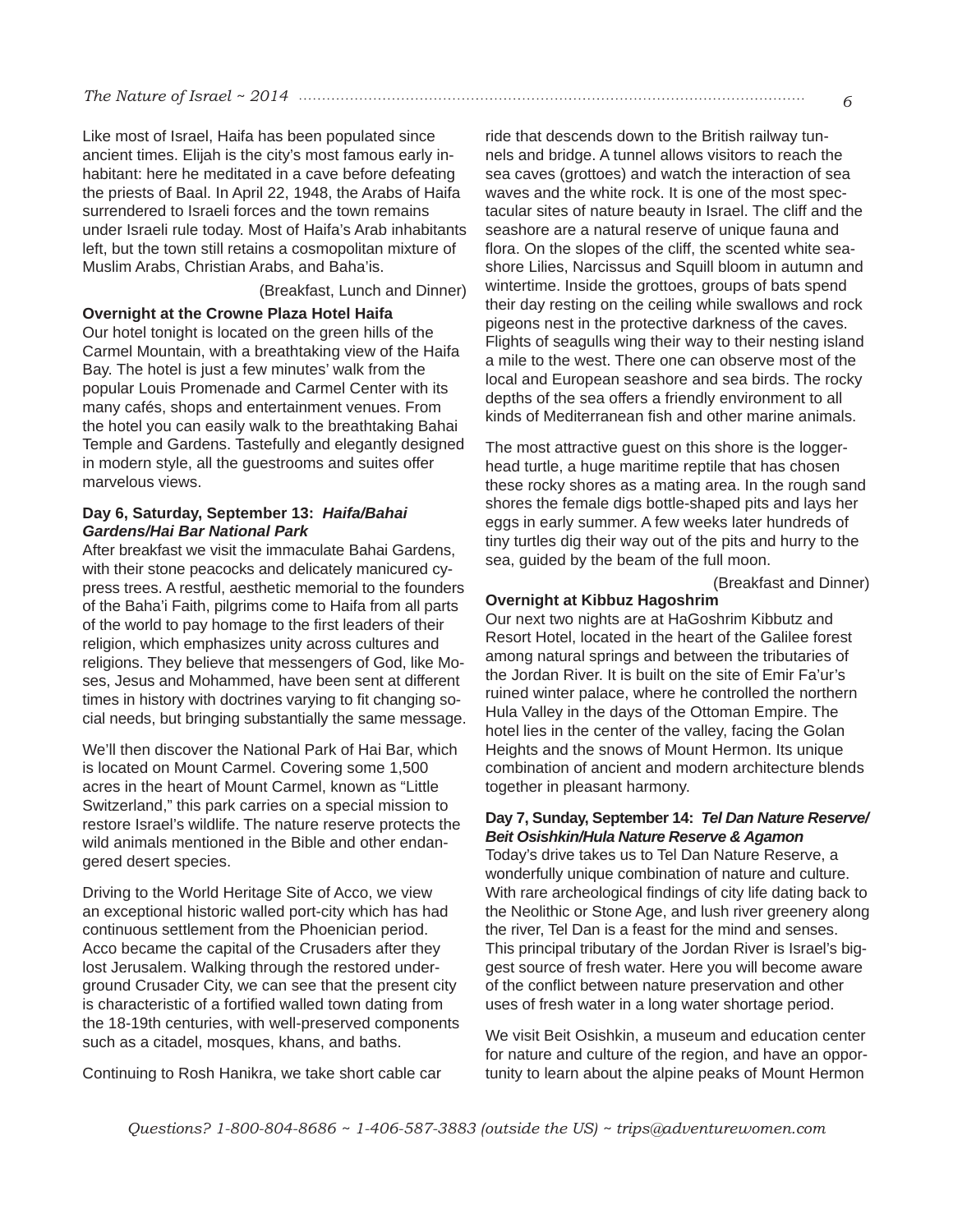Like most of Israel, Haifa has been populated since ancient times. Elijah is the city's most famous early inhabitant: here he meditated in a cave before defeating the priests of Baal. In April 22, 1948, the Arabs of Haifa surrendered to Israeli forces and the town remains under Israeli rule today. Most of Haifa's Arab inhabitants left, but the town still retains a cosmopolitan mixture of Muslim Arabs, Christian Arabs, and Baha'is.

(Breakfast, Lunch and Dinner)

**Overnight at the Crowne Plaza Hotel Haifa**
Our hotel tonight is located on the green hills of the Carmel Mountain, with a breathtaking view of the Haifa Bay. The hotel is just a few minutes' walk from the popular Louis Promenade and Carmel Center with its many cafés, shops and entertainment venues. From the hotel you can easily walk to the breathtaking Bahai Temple and Gardens. Tastefully and elegantly designed in modern style, all the guestrooms and suites offer marvelous views.

**Day 6, Saturday, September 13: *Haifa/Bahai Gardens/Hai Bar National Park***
After breakfast we visit the immaculate Bahai Gardens, with their stone peacocks and delicately manicured cypress trees. A restful, aesthetic memorial to the founders of the Baha'i Faith, pilgrims come to Haifa from all parts of the world to pay homage to the first leaders of their religion, which emphasizes unity across cultures and religions. They believe that messengers of God, like Moses, Jesus and Mohammed, have been sent at different times in history with doctrines varying to fit changing social needs, but bringing substantially the same message.

We'll then discover the National Park of Hai Bar, which is located on Mount Carmel. Covering some 1,500 acres in the heart of Mount Carmel, known as "Little Switzerland," this park carries on a special mission to restore Israel's wildlife. The nature reserve protects the wild animals mentioned in the Bible and other endangered desert species.

Driving to the World Heritage Site of Acco, we view an exceptional historic walled port-city which has had continuous settlement from the Phoenician period. Acco became the capital of the Crusaders after they lost Jerusalem. Walking through the restored underground Crusader City, we can see that the present city is characteristic of a fortified walled town dating from the 18-19th centuries, with well-preserved components such as a citadel, mosques, khans, and baths.

Continuing to Rosh Hanikra, we take short cable car ride that descends down to the British railway tunnels and bridge. A tunnel allows visitors to reach the sea caves (grottoes) and watch the interaction of sea waves and the white rock. It is one of the most spectacular sites of nature beauty in Israel. The cliff and the seashore are a natural reserve of unique fauna and flora. On the slopes of the cliff, the scented white seashore Lilies, Narcissus and Squill bloom in autumn and wintertime. Inside the grottoes, groups of bats spend their day resting on the ceiling while swallows and rock pigeons nest in the protective darkness of the caves. Flights of seagulls wing their way to their nesting island a mile to the west. There one can observe most of the local and European seashore and sea birds. The rocky depths of the sea offers a friendly environment to all kinds of Mediterranean fish and other marine animals.

The most attractive guest on this shore is the loggerhead turtle, a huge maritime reptile that has chosen these rocky shores as a mating area. In the rough sand shores the female digs bottle-shaped pits and lays her eggs in early summer. A few weeks later hundreds of tiny turtles dig their way out of the pits and hurry to the sea, guided by the beam of the full moon.

(Breakfast and Dinner)

**Overnight at Kibbuz Hagoshrim**
Our next two nights are at HaGoshrim Kibbutz and Resort Hotel, located in the heart of the Galilee forest among natural springs and between the tributaries of the Jordan River. It is built on the site of Emir Fa'ur's ruined winter palace, where he controlled the northern Hula Valley in the days of the Ottoman Empire. The hotel lies in the center of the valley, facing the Golan Heights and the snows of Mount Hermon. Its unique combination of ancient and modern architecture blends together in pleasant harmony.

**Day 7, Sunday, September 14: *Tel Dan Nature Reserve/ Beit Osishkin/Hula Nature Reserve & Agamon***
Today's drive takes us to Tel Dan Nature Reserve, a wonderfully unique combination of nature and culture. With rare archeological findings of city life dating back to the Neolithic or Stone Age, and lush river greenery along the river, Tel Dan is a feast for the mind and senses. This principal tributary of the Jordan River is Israel's biggest source of fresh water. Here you will become aware of the conflict between nature preservation and other uses of fresh water in a long water shortage period.

We visit Beit Osishkin, a museum and education center for nature and culture of the region, and have an opportunity to learn about the alpine peaks of Mount Hermon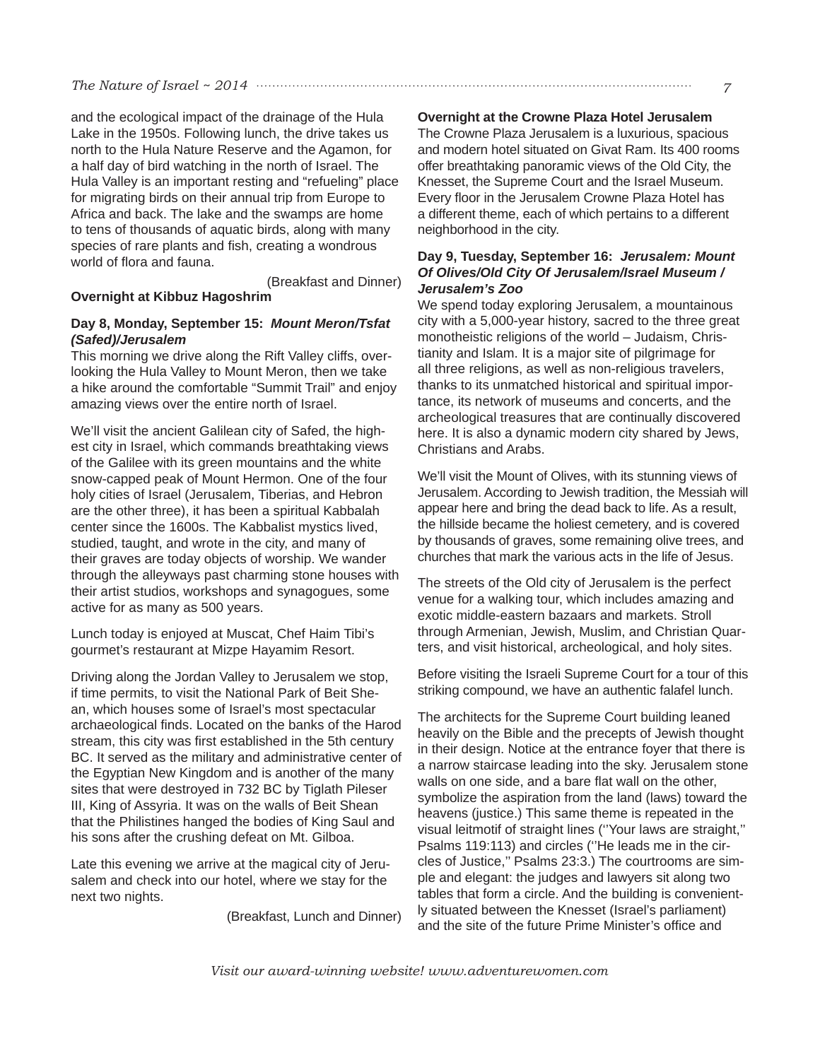and the ecological impact of the drainage of the Hula Lake in the 1950s. Following lunch, the drive takes us north to the Hula Nature Reserve and the Agamon, for a half day of bird watching in the north of Israel. The Hula Valley is an important resting and "refueling" place for migrating birds on their annual trip from Europe to Africa and back. The lake and the swamps are home to tens of thousands of aquatic birds, along with many species of rare plants and fish, creating a wondrous world of flora and fauna.

(Breakfast and Dinner)

**Overnight at Kibbuz Hagoshrim**

**Day 8, Monday, September 15:** ***Mount Meron/Tsfat (Safed)/Jerusalem***

This morning we drive along the Rift Valley cliffs, overlooking the Hula Valley to Mount Meron, then we take a hike around the comfortable "Summit Trail" and enjoy amazing views over the entire north of Israel.

We'll visit the ancient Galilean city of Safed, the highest city in Israel, which commands breathtaking views of the Galilee with its green mountains and the white snow-capped peak of Mount Hermon. One of the four holy cities of Israel (Jerusalem, Tiberias, and Hebron are the other three), it has been a spiritual Kabbalah center since the 1600s. The Kabbalist mystics lived, studied, taught, and wrote in the city, and many of their graves are today objects of worship. We wander through the alleyways past charming stone houses with their artist studios, workshops and synagogues, some active for as many as 500 years.

Lunch today is enjoyed at Muscat, Chef Haim Tibi's gourmet's restaurant at Mizpe Hayamim Resort.

Driving along the Jordan Valley to Jerusalem we stop, if time permits, to visit the National Park of Beit Shean, which houses some of Israel's most spectacular archaeological finds. Located on the banks of the Harod stream, this city was first established in the 5th century BC. It served as the military and administrative center of the Egyptian New Kingdom and is another of the many sites that were destroyed in 732 BC by Tiglath Pileser III, King of Assyria. It was on the walls of Beit Shean that the Philistines hanged the bodies of King Saul and his sons after the crushing defeat on Mt. Gilboa.

Late this evening we arrive at the magical city of Jerusalem and check into our hotel, where we stay for the next two nights.

(Breakfast, Lunch and Dinner)

**Overnight at the Crowne Plaza Hotel Jerusalem**

The Crowne Plaza Jerusalem is a luxurious, spacious and modern hotel situated on Givat Ram. Its 400 rooms offer breathtaking panoramic views of the Old City, the Knesset, the Supreme Court and the Israel Museum. Every floor in the Jerusalem Crowne Plaza Hotel has a different theme, each of which pertains to a different neighborhood in the city.

**Day 9, Tuesday, September 16:** ***Jerusalem: Mount Of Olives/Old City Of Jerusalem/Israel Museum / Jerusalem's Zoo***

We spend today exploring Jerusalem, a mountainous city with a 5,000-year history, sacred to the three great monotheistic religions of the world – Judaism, Christianity and Islam. It is a major site of pilgrimage for all three religions, as well as non-religious travelers, thanks to its unmatched historical and spiritual importance, its network of museums and concerts, and the archeological treasures that are continually discovered here. It is also a dynamic modern city shared by Jews, Christians and Arabs.

We'll visit the Mount of Olives, with its stunning views of Jerusalem. According to Jewish tradition, the Messiah will appear here and bring the dead back to life. As a result, the hillside became the holiest cemetery, and is covered by thousands of graves, some remaining olive trees, and churches that mark the various acts in the life of Jesus.

The streets of the Old city of Jerusalem is the perfect venue for a walking tour, which includes amazing and exotic middle-eastern bazaars and markets. Stroll through Armenian, Jewish, Muslim, and Christian Quarters, and visit historical, archeological, and holy sites.

Before visiting the Israeli Supreme Court for a tour of this striking compound, we have an authentic falafel lunch.

The architects for the Supreme Court building leaned heavily on the Bible and the precepts of Jewish thought in their design. Notice at the entrance foyer that there is a narrow staircase leading into the sky. Jerusalem stone walls on one side, and a bare flat wall on the other, symbolize the aspiration from the land (laws) toward the heavens (justice.) This same theme is repeated in the visual leitmotif of straight lines (''Your laws are straight,'' Psalms 119:113) and circles (''He leads me in the circles of Justice,'' Psalms 23:3.) The courtrooms are simple and elegant: the judges and lawyers sit along two tables that form a circle. And the building is conveniently situated between the Knesset (Israel's parliament) and the site of the future Prime Minister's office and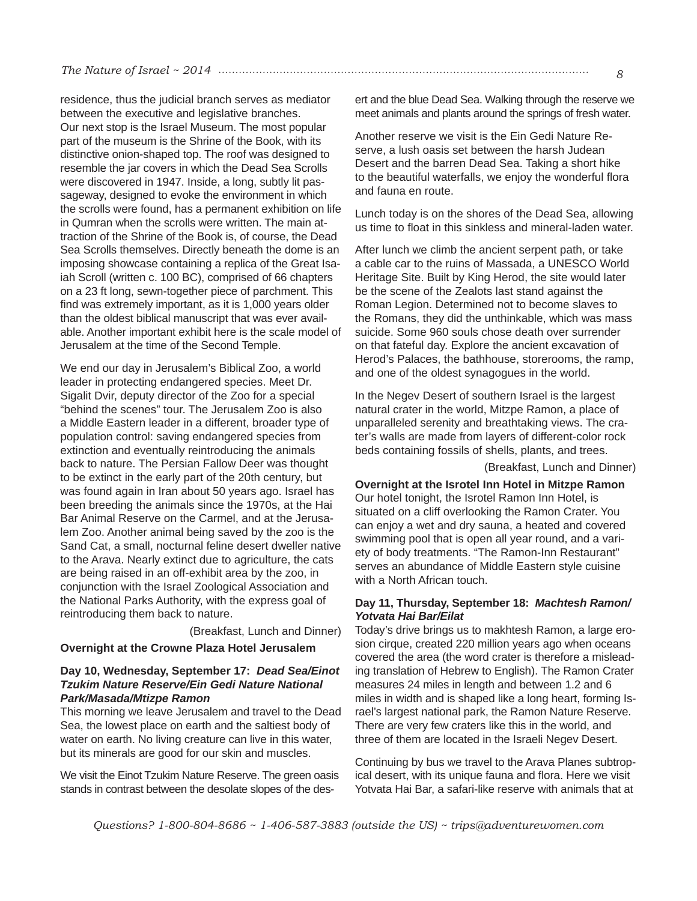residence, thus the judicial branch serves as mediator between the executive and legislative branches.
Our next stop is the Israel Museum. The most popular part of the museum is the Shrine of the Book, with its distinctive onion-shaped top. The roof was designed to resemble the jar covers in which the Dead Sea Scrolls were discovered in 1947. Inside, a long, subtly lit passageway, designed to evoke the environment in which the scrolls were found, has a permanent exhibition on life in Qumran when the scrolls were written. The main attraction of the Shrine of the Book is, of course, the Dead Sea Scrolls themselves. Directly beneath the dome is an imposing showcase containing a replica of the Great Isaiah Scroll (written c. 100 BC), comprised of 66 chapters on a 23 ft long, sewn-together piece of parchment. This find was extremely important, as it is 1,000 years older than the oldest biblical manuscript that was ever available. Another important exhibit here is the scale model of Jerusalem at the time of the Second Temple.

We end our day in Jerusalem's Biblical Zoo, a world leader in protecting endangered species. Meet Dr. Sigalit Dvir, deputy director of the Zoo for a special "behind the scenes" tour. The Jerusalem Zoo is also a Middle Eastern leader in a different, broader type of population control: saving endangered species from extinction and eventually reintroducing the animals back to nature. The Persian Fallow Deer was thought to be extinct in the early part of the 20th century, but was found again in Iran about 50 years ago. Israel has been breeding the animals since the 1970s, at the Hai Bar Animal Reserve on the Carmel, and at the Jerusalem Zoo. Another animal being saved by the zoo is the Sand Cat, a small, nocturnal feline desert dweller native to the Arava. Nearly extinct due to agriculture, the cats are being raised in an off-exhibit area by the zoo, in conjunction with the Israel Zoological Association and the National Parks Authority, with the express goal of reintroducing them back to nature.

(Breakfast, Lunch and Dinner)

**Overnight at the Crowne Plaza Hotel Jerusalem**

**Day 10, Wednesday, September 17:** ***Dead Sea/Einot Tzukim Nature Reserve/Ein Gedi Nature National Park/Masada/Mtizpe Ramon***

This morning we leave Jerusalem and travel to the Dead Sea, the lowest place on earth and the saltiest body of water on earth. No living creature can live in this water, but its minerals are good for our skin and muscles.

We visit the Einot Tzukim Nature Reserve. The green oasis stands in contrast between the desolate slopes of the desert and the blue Dead Sea. Walking through the reserve we meet animals and plants around the springs of fresh water.

Another reserve we visit is the Ein Gedi Nature Reserve, a lush oasis set between the harsh Judean Desert and the barren Dead Sea. Taking a short hike to the beautiful waterfalls, we enjoy the wonderful flora and fauna en route.

Lunch today is on the shores of the Dead Sea, allowing us time to float in this sinkless and mineral-laden water.

After lunch we climb the ancient serpent path, or take a cable car to the ruins of Massada, a UNESCO World Heritage Site. Built by King Herod, the site would later be the scene of the Zealots last stand against the Roman Legion. Determined not to become slaves to the Romans, they did the unthinkable, which was mass suicide. Some 960 souls chose death over surrender on that fateful day. Explore the ancient excavation of Herod's Palaces, the bathhouse, storerooms, the ramp, and one of the oldest synagogues in the world.

In the Negev Desert of southern Israel is the largest natural crater in the world, Mitzpe Ramon, a place of unparalleled serenity and breathtaking views. The crater's walls are made from layers of different-color rock beds containing fossils of shells, plants, and trees.

(Breakfast, Lunch and Dinner)

**Overnight at the Isrotel Inn Hotel in Mitzpe Ramon**

Our hotel tonight, the Isrotel Ramon Inn Hotel, is situated on a cliff overlooking the Ramon Crater. You can enjoy a wet and dry sauna, a heated and covered swimming pool that is open all year round, and a variety of body treatments. "The Ramon-Inn Restaurant" serves an abundance of Middle Eastern style cuisine with a North African touch.

**Day 11, Thursday, September 18:** ***Machtesh Ramon/ Yotvata Hai Bar/Eilat***

Today's drive brings us to makhtesh Ramon, a large erosion cirque, created 220 million years ago when oceans covered the area (the word crater is therefore a misleading translation of Hebrew to English). The Ramon Crater measures 24 miles in length and between 1.2 and 6 miles in width and is shaped like a long heart, forming Israel's largest national park, the Ramon Nature Reserve. There are very few craters like this in the world, and three of them are located in the Israeli Negev Desert.

Continuing by bus we travel to the Arava Planes subtropical desert, with its unique fauna and flora. Here we visit Yotvata Hai Bar, a safari-like reserve with animals that at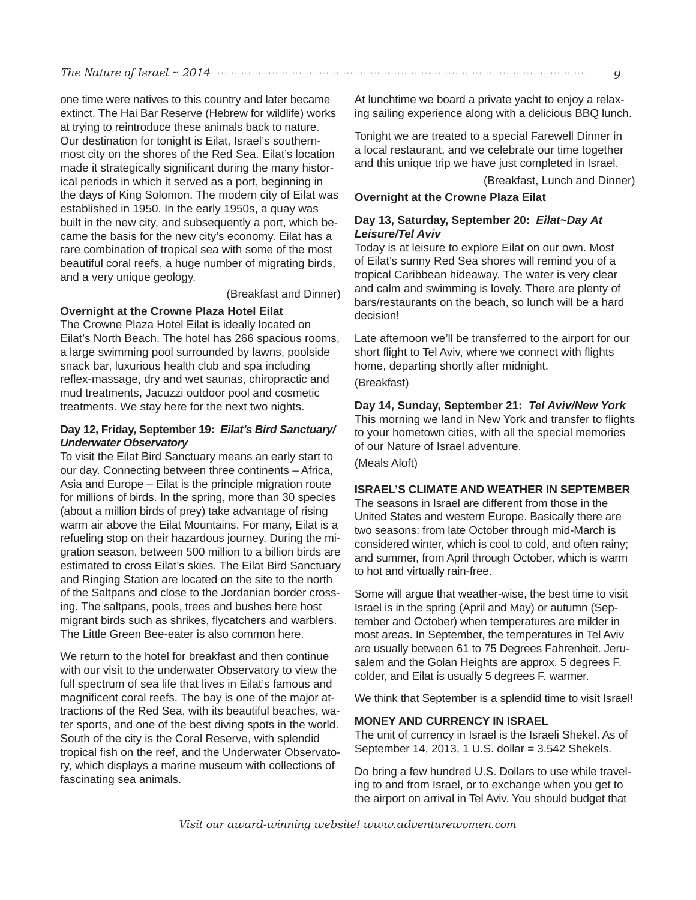one time were natives to this country and later became extinct. The Hai Bar Reserve (Hebrew for wildlife) works at trying to reintroduce these animals back to nature. Our destination for tonight is Eilat, Israel's southernmost city on the shores of the Red Sea. Eilat's location made it strategically significant during the many historical periods in which it served as a port, beginning in the days of King Solomon. The modern city of Eilat was established in 1950. In the early 1950s, a quay was built in the new city, and subsequently a port, which became the basis for the new city's economy. Eilat has a rare combination of tropical sea with some of the most beautiful coral reefs, a huge number of migrating birds, and a very unique geology.

(Breakfast and Dinner)

**Overnight at the Crowne Plaza Hotel Eilat**

The Crowne Plaza Hotel Eilat is ideally located on Eilat's North Beach. The hotel has 266 spacious rooms, a large swimming pool surrounded by lawns, poolside snack bar, luxurious health club and spa including reflex-massage, dry and wet saunas, chiropractic and mud treatments, Jacuzzi outdoor pool and cosmetic treatments. We stay here for the next two nights.

**Day 12, Friday, September 19:** ***Eilat's Bird Sanctuary/ Underwater Observatory***

To visit the Eilat Bird Sanctuary means an early start to our day. Connecting between three continents – Africa, Asia and Europe – Eilat is the principle migration route for millions of birds. In the spring, more than 30 species (about a million birds of prey) take advantage of rising warm air above the Eilat Mountains. For many, Eilat is a refueling stop on their hazardous journey. During the migration season, between 500 million to a billion birds are estimated to cross Eilat's skies. The Eilat Bird Sanctuary and Ringing Station are located on the site to the north of the Saltpans and close to the Jordanian border crossing. The saltpans, pools, trees and bushes here host migrant birds such as shrikes, flycatchers and warblers. The Little Green Bee-eater is also common here.

We return to the hotel for breakfast and then continue with our visit to the underwater Observatory to view the full spectrum of sea life that lives in Eilat's famous and magnificent coral reefs. The bay is one of the major attractions of the Red Sea, with its beautiful beaches, water sports, and one of the best diving spots in the world. South of the city is the Coral Reserve, with splendid tropical fish on the reef, and the Underwater Observatory, which displays a marine museum with collections of fascinating sea animals.

At lunchtime we board a private yacht to enjoy a relaxing sailing experience along with a delicious BBQ lunch.

Tonight we are treated to a special Farewell Dinner in a local restaurant, and we celebrate our time together and this unique trip we have just completed in Israel.

(Breakfast, Lunch and Dinner)

**Overnight at the Crowne Plaza Eilat**

**Day 13, Saturday, September 20:** ***Eilat~Day At Leisure/Tel Aviv***

Today is at leisure to explore Eilat on our own. Most of Eilat's sunny Red Sea shores will remind you of a tropical Caribbean hideaway. The water is very clear and calm and swimming is lovely. There are plenty of bars/restaurants on the beach, so lunch will be a hard decision!

Late afternoon we'll be transferred to the airport for our short flight to Tel Aviv, where we connect with flights home, departing shortly after midnight.

(Breakfast)

**Day 14, Sunday, September 21:** ***Tel Aviv/New York***

This morning we land in New York and transfer to flights to your hometown cities, with all the special memories of our Nature of Israel adventure.

(Meals Aloft)

**ISRAEL'S CLIMATE AND WEATHER IN SEPTEMBER**

The seasons in Israel are different from those in the United States and western Europe. Basically there are two seasons: from late October through mid-March is considered winter, which is cool to cold, and often rainy; and summer, from April through October, which is warm to hot and virtually rain-free.

Some will argue that weather-wise, the best time to visit Israel is in the spring (April and May) or autumn (September and October) when temperatures are milder in most areas. In September, the temperatures in Tel Aviv are usually between 61 to 75 Degrees Fahrenheit. Jerusalem and the Golan Heights are approx. 5 degrees F. colder, and Eilat is usually 5 degrees F. warmer.

We think that September is a splendid time to visit Israel!

**MONEY AND CURRENCY IN ISRAEL**

The unit of currency in Israel is the Israeli Shekel. As of September 14, 2013, 1 U.S. dollar = 3.542 Shekels.

Do bring a few hundred U.S. Dollars to use while traveling to and from Israel, or to exchange when you get to the airport on arrival in Tel Aviv. You should budget that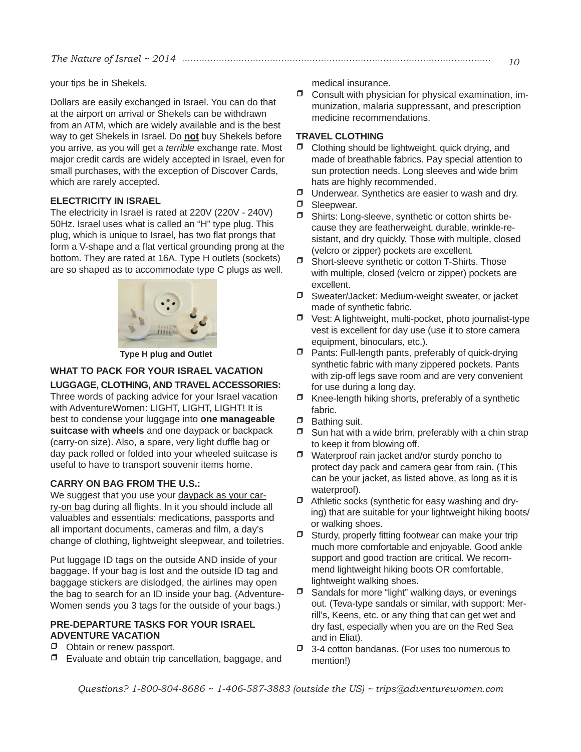your tips be in Shekels.

Dollars are easily exchanged in Israel. You can do that at the airport on arrival or Shekels can be withdrawn from an ATM, which are widely available and is the best way to get Shekels in Israel. Do **not** buy Shekels before you arrive, as you will get a *terrible* exchange rate. Most major credit cards are widely accepted in Israel, even for small purchases, with the exception of Discover Cards, which are rarely accepted.

### ELECTRICITY IN ISRAEL

The electricity in Israel is rated at 220V (220V - 240V) 50Hz. Israel uses what is called an "H" type plug. This plug, which is unique to Israel, has two flat prongs that form a V-shape and a flat vertical grounding prong at the bottom. They are rated at 16A. Type H outlets (sockets) are so shaped as to accommodate type C plugs as well.

**Type H plug and Outlet**

### WHAT TO PACK FOR YOUR ISRAEL VACATION

### LUGGAGE, CLOTHING, AND TRAVEL ACCESSORIES:

Three words of packing advice for your Israel vacation with AdventureWomen: LIGHT, LIGHT, LIGHT! It is best to condense your luggage into **one manageable suitcase with wheels** and one daypack or backpack (carry-on size). Also, a spare, very light duffle bag or day pack rolled or folded into your wheeled suitcase is useful to have to transport souvenir items home.

### CARRY ON BAG FROM THE U.S.:

We suggest that you use your daypack as your carry-on bag during all flights. In it you should include all valuables and essentials: medications, passports and all important documents, cameras and film, a day's change of clothing, lightweight sleepwear, and toiletries.

Put luggage ID tags on the outside AND inside of your baggage. If your bag is lost and the outside ID tag and baggage stickers are dislodged, the airlines may open the bag to search for an ID inside your bag. (AdventureWomen sends you 3 tags for the outside of your bags.)

### PRE-DEPARTURE TASKS FOR YOUR ISRAEL ADVENTURE VACATION

- Obtain or renew passport.
- Evaluate and obtain trip cancellation, baggage, and medical insurance.
- Consult with physician for physical examination, immunization, malaria suppressant, and prescription medicine recommendations.

### TRAVEL CLOTHING

- Clothing should be lightweight, quick drying, and made of breathable fabrics. Pay special attention to sun protection needs. Long sleeves and wide brim hats are highly recommended.
- Underwear. Synthetics are easier to wash and dry.
- Sleepwear.
- Shirts: Long-sleeve, synthetic or cotton shirts because they are featherweight, durable, wrinkle-resistant, and dry quickly. Those with multiple, closed (velcro or zipper) pockets are excellent.
- Short-sleeve synthetic or cotton T-Shirts. Those with multiple, closed (velcro or zipper) pockets are excellent.
- Sweater/Jacket: Medium-weight sweater, or jacket made of synthetic fabric.
- Vest: A lightweight, multi-pocket, photo journalist-type vest is excellent for day use (use it to store camera equipment, binoculars, etc.).
- Pants: Full-length pants, preferably of quick-drying synthetic fabric with many zippered pockets. Pants with zip-off legs save room and are very convenient for use during a long day.
- Knee-length hiking shorts, preferably of a synthetic fabric.
- Bathing suit.
- Sun hat with a wide brim, preferably with a chin strap to keep it from blowing off.
- Waterproof rain jacket and/or sturdy poncho to protect day pack and camera gear from rain. (This can be your jacket, as listed above, as long as it is waterproof).
- Athletic socks (synthetic for easy washing and drying) that are suitable for your lightweight hiking boots/ or walking shoes.
- Sturdy, properly fitting footwear can make your trip much more comfortable and enjoyable. Good ankle support and good traction are critical. We recommend lightweight hiking boots OR comfortable, lightweight walking shoes.
- Sandals for more "light" walking days, or evenings out. (Teva-type sandals or similar, with support: Merrill's, Keens, etc. or any thing that can get wet and dry fast, especially when you are on the Red Sea and in Eliat).
- 3-4 cotton bandanas. (For uses too numerous to mention!)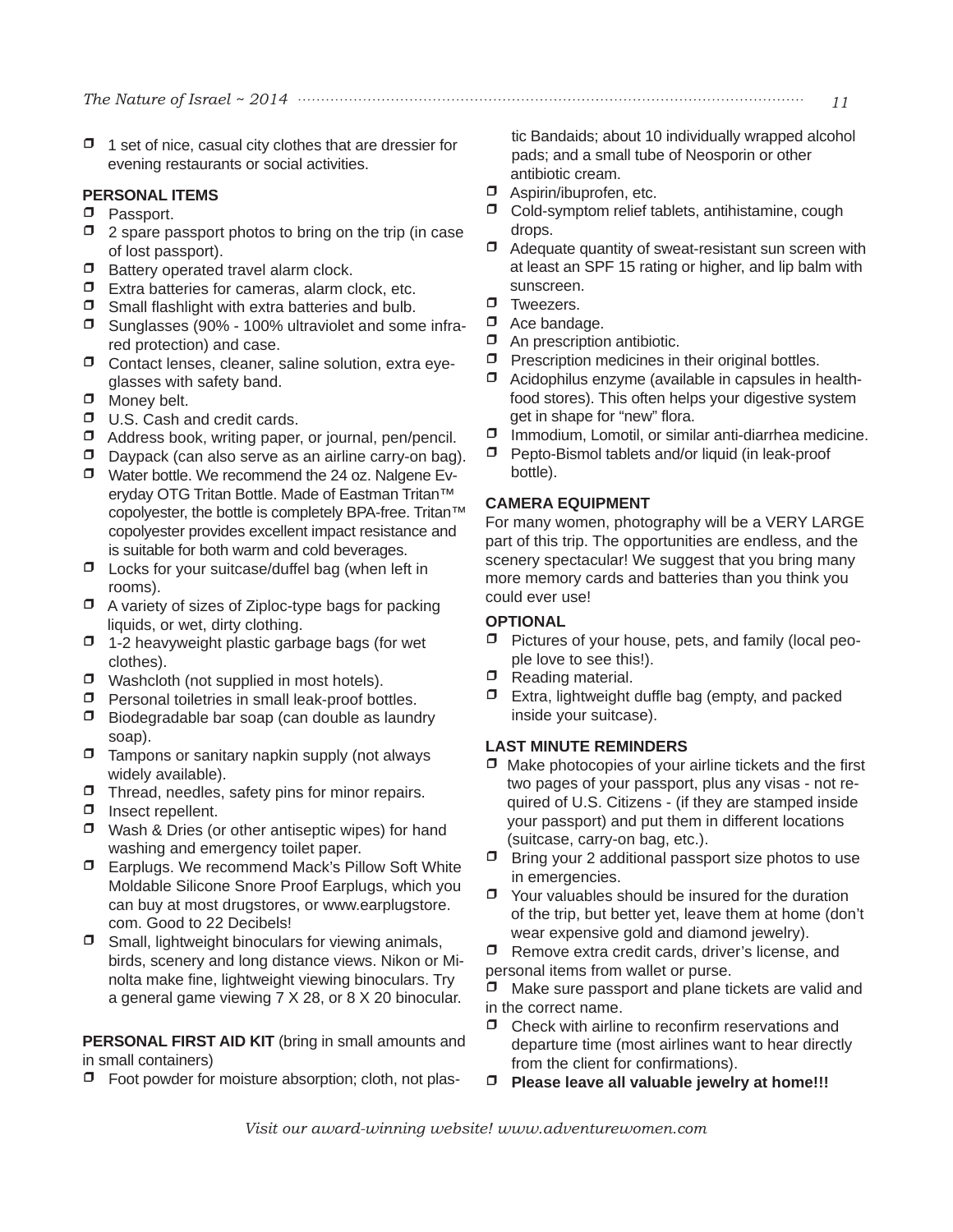- 1 set of nice, casual city clothes that are dressier for evening restaurants or social activities.

**PERSONAL ITEMS**

- Passport.
- 2 spare passport photos to bring on the trip (in case of lost passport).
- Battery operated travel alarm clock.
- Extra batteries for cameras, alarm clock, etc.
- Small flashlight with extra batteries and bulb.
- Sunglasses (90% - 100% ultraviolet and some infra-red protection) and case.
- Contact lenses, cleaner, saline solution, extra eye-glasses with safety band.
- Money belt.
- U.S. Cash and credit cards.
- Address book, writing paper, or journal, pen/pencil.
- Daypack (can also serve as an airline carry-on bag).
- Water bottle. We recommend the 24 oz. Nalgene Everyday OTG Tritan Bottle. Made of Eastman Tritan™ copolyester, the bottle is completely BPA-free. Tritan™ copolyester provides excellent impact resistance and is suitable for both warm and cold beverages.
- Locks for your suitcase/duffel bag (when left in rooms).
- A variety of sizes of Ziploc-type bags for packing liquids, or wet, dirty clothing.
- 1-2 heavyweight plastic garbage bags (for wet clothes).
- Washcloth (not supplied in most hotels).
- Personal toiletries in small leak-proof bottles.
- Biodegradable bar soap (can double as laundry soap).
- Tampons or sanitary napkin supply (not always widely available).
- Thread, needles, safety pins for minor repairs.
- Insect repellent.
- Wash & Dries (or other antiseptic wipes) for hand washing and emergency toilet paper.
- Earplugs. We recommend Mack's Pillow Soft White Moldable Silicone Snore Proof Earplugs, which you can buy at most drugstores, or www.earplugstore.com. Good to 22 Decibels!
- Small, lightweight binoculars for viewing animals, birds, scenery and long distance views. Nikon or Minolta make fine, lightweight viewing binoculars. Try a general game viewing 7 X 28, or 8 X 20 binocular.

**PERSONAL FIRST AID KIT** (bring in small amounts and in small containers)

- Foot powder for moisture absorption; cloth, not plastic Bandaids; about 10 individually wrapped alcohol pads; and a small tube of Neosporin or other antibiotic cream.
- Aspirin/ibuprofen, etc.
- Cold-symptom relief tablets, antihistamine, cough drops.
- Adequate quantity of sweat-resistant sun screen with at least an SPF 15 rating or higher, and lip balm with sunscreen.
- Tweezers.
- Ace bandage.
- An prescription antibiotic.
- Prescription medicines in their original bottles.
- Acidophilus enzyme (available in capsules in health-food stores). This often helps your digestive system get in shape for "new" flora.
- Immodium, Lomotil, or similar anti-diarrhea medicine.
- Pepto-Bismol tablets and/or liquid (in leak-proof bottle).

**CAMERA EQUIPMENT**

For many women, photography will be a VERY LARGE part of this trip. The opportunities are endless, and the scenery spectacular! We suggest that you bring many more memory cards and batteries than you think you could ever use!

**OPTIONAL**

- Pictures of your house, pets, and family (local people love to see this!).
- Reading material.
- Extra, lightweight duffle bag (empty, and packed inside your suitcase).

**LAST MINUTE REMINDERS**

- Make photocopies of your airline tickets and the first two pages of your passport, plus any visas - not required of U.S. Citizens - (if they are stamped inside your passport) and put them in different locations (suitcase, carry-on bag, etc.).
- Bring your 2 additional passport size photos to use in emergencies.
- Your valuables should be insured for the duration of the trip, but better yet, leave them at home (don't wear expensive gold and diamond jewelry).
- Remove extra credit cards, driver's license, and personal items from wallet or purse.
- Make sure passport and plane tickets are valid and in the correct name.
- Check with airline to reconfirm reservations and departure time (most airlines want to hear directly from the client for confirmations).
- **Please leave all valuable jewelry at home!!!**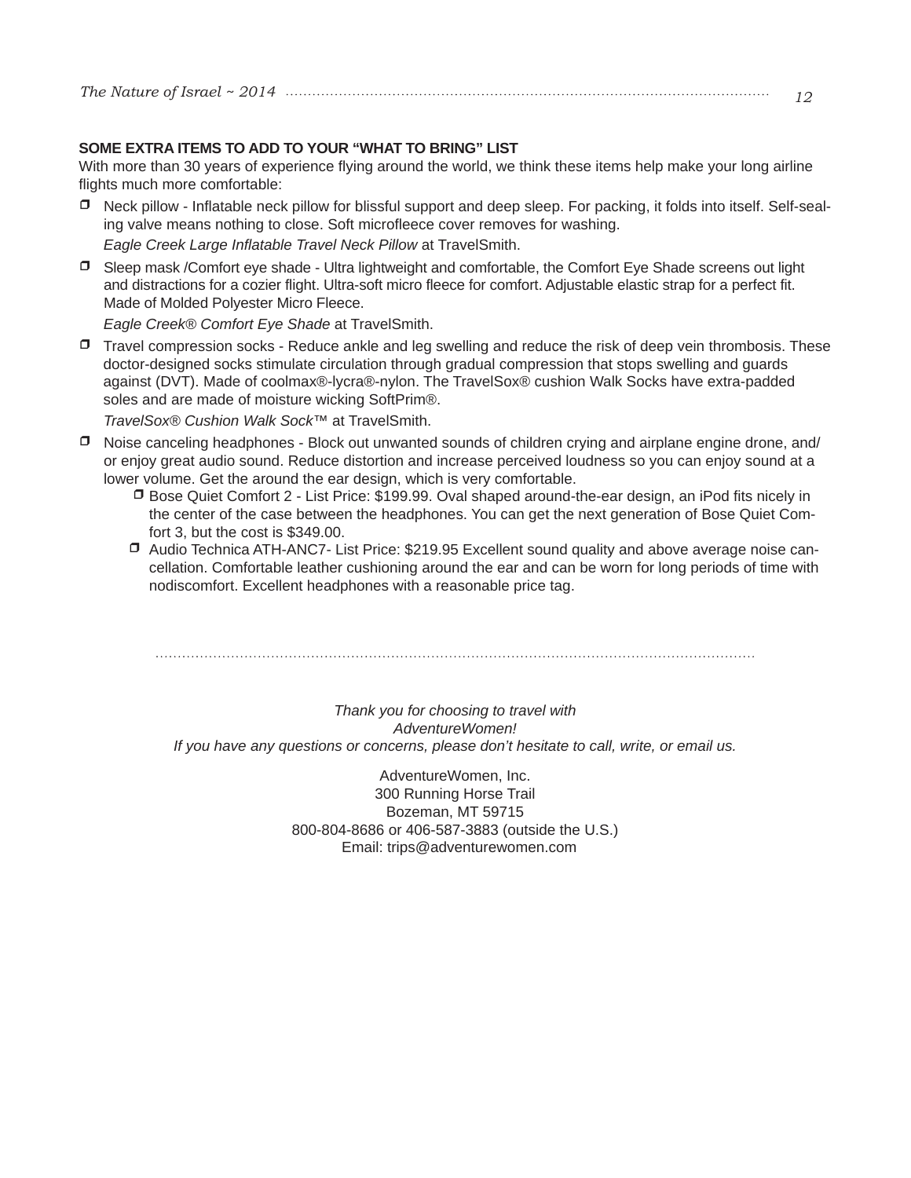**SOME EXTRA ITEMS TO ADD TO YOUR "WHAT TO BRING" LIST**

With more than 30 years of experience flying around the world, we think these items help make your long airline flights much more comfortable:

- Neck pillow - Inflatable neck pillow for blissful support and deep sleep. For packing, it folds into itself. Self-sealing valve means nothing to close. Soft microfleece cover removes for washing.

  *Eagle Creek Large Inflatable Travel Neck Pillow* at TravelSmith.

- Sleep mask /Comfort eye shade - Ultra lightweight and comfortable, the Comfort Eye Shade screens out light and distractions for a cozier flight. Ultra-soft micro fleece for comfort. Adjustable elastic strap for a perfect fit. Made of Molded Polyester Micro Fleece.

  *Eagle Creek® Comfort Eye Shade* at TravelSmith.

- Travel compression socks - Reduce ankle and leg swelling and reduce the risk of deep vein thrombosis. These doctor-designed socks stimulate circulation through gradual compression that stops swelling and guards against (DVT). Made of coolmax®-lycra®-nylon. The TravelSox® cushion Walk Socks have extra-padded soles and are made of moisture wicking SoftPrim®.

  *TravelSox® Cushion Walk Sock™* at TravelSmith.

- Noise canceling headphones - Block out unwanted sounds of children crying and airplane engine drone, and/or enjoy great audio sound. Reduce distortion and increase perceived loudness so you can enjoy sound at a lower volume. Get the around the ear design, which is very comfortable.
  - Bose Quiet Comfort 2 - List Price: $199.99. Oval shaped around-the-ear design, an iPod fits nicely in the center of the case between the headphones. You can get the next generation of Bose Quiet Comfort 3, but the cost is $349.00.
  - Audio Technica ATH-ANC7- List Price: $219.95 Excellent sound quality and above average noise cancellation. Comfortable leather cushioning around the ear and can be worn for long periods of time with nodiscomfort. Excellent headphones with a reasonable price tag.

---

*Thank you for choosing to travel with*
*AdventureWomen!*
*If you have any questions or concerns, please don't hesitate to call, write, or email us.*

AdventureWomen, Inc.
300 Running Horse Trail
Bozeman, MT 59715
800-804-8686 or 406-587-3883 (outside the U.S.)
Email: trips@adventurewomen.com